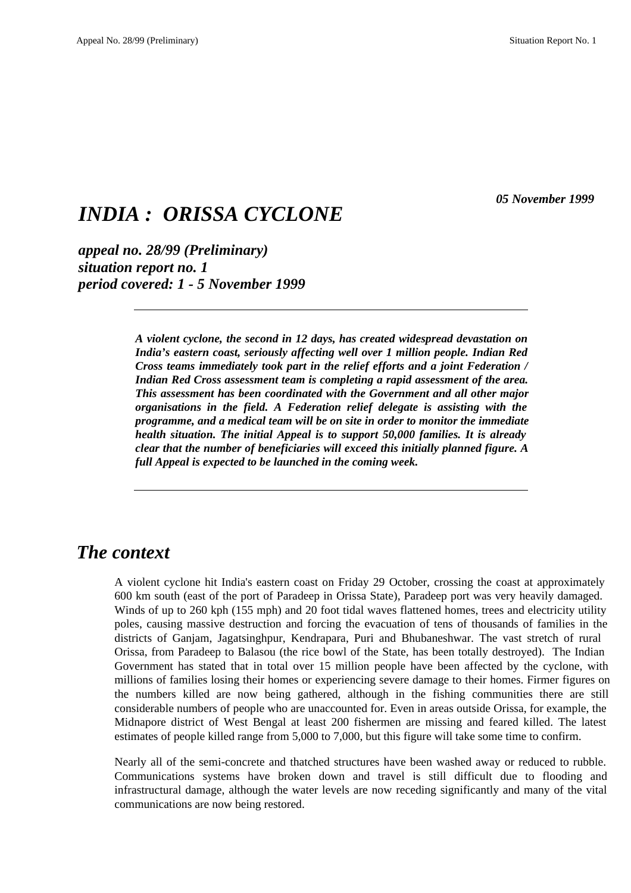*05 November 1999*

# *INDIA : ORISSA CYCLONE*

***appeal no. 28/99 (Preliminary)***
***situation report no. 1***
***period covered: 1 - 5 November 1999***

---

***A violent cyclone, the second in 12 days, has created widespread devastation on India's eastern coast, seriously affecting well over 1 million people. Indian Red Cross teams immediately took part in the relief efforts and a joint Federation / Indian Red Cross assessment team is completing a rapid assessment of the area. This assessment has been coordinated with the Government and all other major organisations in the field. A Federation relief delegate is assisting with the programme, and a medical team will be on site in order to monitor the immediate health situation. The initial Appeal is to support 50,000 families. It is already clear that the number of beneficiaries will exceed this initially planned figure. A full Appeal is expected to be launched in the coming week.***

---

## *The context*

A violent cyclone hit India's eastern coast on Friday 29 October, crossing the coast at approximately 600 km south (east of the port of Paradeep in Orissa State), Paradeep port was very heavily damaged. Winds of up to 260 kph (155 mph) and 20 foot tidal waves flattened homes, trees and electricity utility poles, causing massive destruction and forcing the evacuation of tens of thousands of families in the districts of Ganjam, Jagatsinghpur, Kendrapara, Puri and Bhubaneshwar. The vast stretch of rural Orissa, from Paradeep to Balasou (the rice bowl of the State, has been totally destroyed). The Indian Government has stated that in total over 15 million people have been affected by the cyclone, with millions of families losing their homes or experiencing severe damage to their homes. Firmer figures on the numbers killed are now being gathered, although in the fishing communities there are still considerable numbers of people who are unaccounted for. Even in areas outside Orissa, for example, the Midnapore district of West Bengal at least 200 fishermen are missing and feared killed. The latest estimates of people killed range from 5,000 to 7,000, but this figure will take some time to confirm.

Nearly all of the semi-concrete and thatched structures have been washed away or reduced to rubble. Communications systems have broken down and travel is still difficult due to flooding and infrastructural damage, although the water levels are now receding significantly and many of the vital communications are now being restored.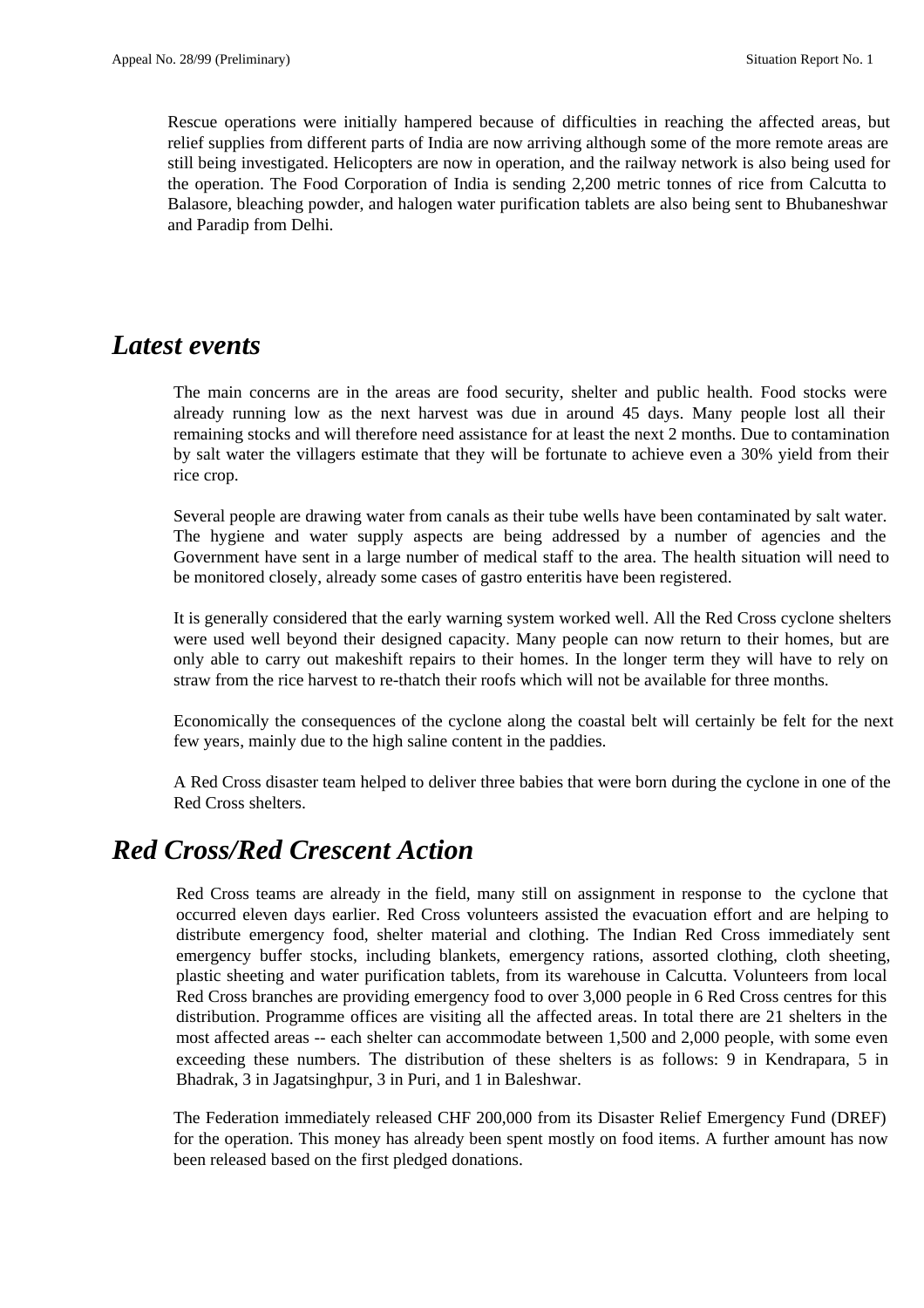Rescue operations were initially hampered because of difficulties in reaching the affected areas, but relief supplies from different parts of India are now arriving although some of the more remote areas are still being investigated. Helicopters are now in operation, and the railway network is also being used for the operation. The Food Corporation of India is sending 2,200 metric tonnes of rice from Calcutta to Balasore, bleaching powder, and halogen water purification tablets are also being sent to Bhubaneshwar and Paradip from Delhi.

## *Latest events*

The main concerns are in the areas are food security, shelter and public health. Food stocks were already running low as the next harvest was due in around 45 days. Many people lost all their remaining stocks and will therefore need assistance for at least the next 2 months. Due to contamination by salt water the villagers estimate that they will be fortunate to achieve even a 30% yield from their rice crop.

Several people are drawing water from canals as their tube wells have been contaminated by salt water. The hygiene and water supply aspects are being addressed by a number of agencies and the Government have sent in a large number of medical staff to the area. The health situation will need to be monitored closely, already some cases of gastro enteritis have been registered.

It is generally considered that the early warning system worked well. All the Red Cross cyclone shelters were used well beyond their designed capacity. Many people can now return to their homes, but are only able to carry out makeshift repairs to their homes. In the longer term they will have to rely on straw from the rice harvest to re-thatch their roofs which will not be available for three months.

Economically the consequences of the cyclone along the coastal belt will certainly be felt for the next few years, mainly due to the high saline content in the paddies.

A Red Cross disaster team helped to deliver three babies that were born during the cyclone in one of the Red Cross shelters.

## *Red Cross/Red Crescent Action*

Red Cross teams are already in the field, many still on assignment in response to the cyclone that occurred eleven days earlier. Red Cross volunteers assisted the evacuation effort and are helping to distribute emergency food, shelter material and clothing. The Indian Red Cross immediately sent emergency buffer stocks, including blankets, emergency rations, assorted clothing, cloth sheeting, plastic sheeting and water purification tablets, from its warehouse in Calcutta. Volunteers from local Red Cross branches are providing emergency food to over 3,000 people in 6 Red Cross centres for this distribution. Programme offices are visiting all the affected areas. In total there are 21 shelters in the most affected areas -- each shelter can accommodate between 1,500 and 2,000 people, with some even exceeding these numbers. The distribution of these shelters is as follows: 9 in Kendrapara, 5 in Bhadrak, 3 in Jagatsinghpur, 3 in Puri, and 1 in Baleshwar.

The Federation immediately released CHF 200,000 from its Disaster Relief Emergency Fund (DREF) for the operation. This money has already been spent mostly on food items. A further amount has now been released based on the first pledged donations.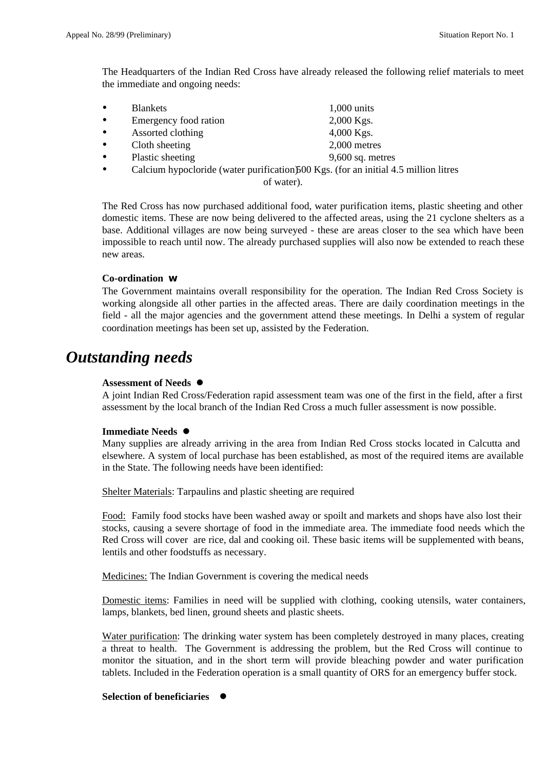The Headquarters of the Indian Red Cross have already released the following relief materials to meet the immediate and ongoing needs:

- Blankets 1,000 units
- Emergency food ration 2,000 Kgs.
- Assorted clothing 4,000 Kgs.
- Cloth sheeting 2,000 metres
- Plastic sheeting 9,600 sq. metres
- Calcium hypocloride (water purification) 500 Kgs. (for an initial 4.5 million litres of water).

The Red Cross has now purchased additional food, water purification items, plastic sheeting and other domestic items. These are now being delivered to the affected areas, using the 21 cyclone shelters as a base. Additional villages are now being surveyed - these are areas closer to the sea which have been impossible to reach until now. The already purchased supplies will also now be extended to reach these new areas.

**Co-ordination**

The Government maintains overall responsibility for the operation. The Indian Red Cross Society is working alongside all other parties in the affected areas. There are daily coordination meetings in the field - all the major agencies and the government attend these meetings. In Delhi a system of regular coordination meetings has been set up, assisted by the Federation.

## *Outstanding needs*

**Assessment of Needs**

A joint Indian Red Cross/Federation rapid assessment team was one of the first in the field, after a first assessment by the local branch of the Indian Red Cross a much fuller assessment is now possible.

**Immediate Needs**

Many supplies are already arriving in the area from Indian Red Cross stocks located in Calcutta and elsewhere. A system of local purchase has been established, as most of the required items are available in the State. The following needs have been identified:

Shelter Materials: Tarpaulins and plastic sheeting are required

Food: Family food stocks have been washed away or spoilt and markets and shops have also lost their stocks, causing a severe shortage of food in the immediate area. The immediate food needs which the Red Cross will cover are rice, dal and cooking oil. These basic items will be supplemented with beans, lentils and other foodstuffs as necessary.

Medicines: The Indian Government is covering the medical needs

Domestic items: Families in need will be supplied with clothing, cooking utensils, water containers, lamps, blankets, bed linen, ground sheets and plastic sheets.

Water purification: The drinking water system has been completely destroyed in many places, creating a threat to health. The Government is addressing the problem, but the Red Cross will continue to monitor the situation, and in the short term will provide bleaching powder and water purification tablets. Included in the Federation operation is a small quantity of ORS for an emergency buffer stock.

**Selection of beneficiaries**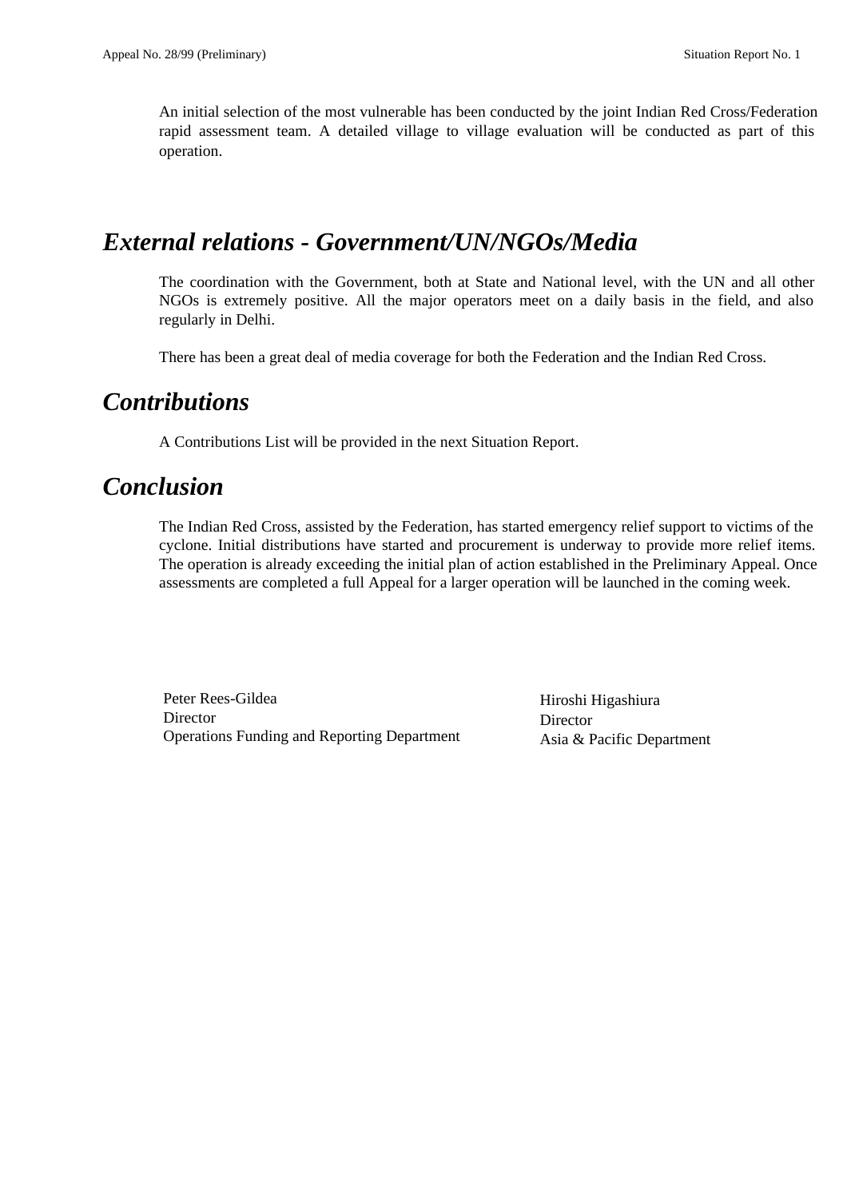An initial selection of the most vulnerable has been conducted by the joint Indian Red Cross/Federation rapid assessment team. A detailed village to village evaluation will be conducted as part of this operation.

## *External relations - Government/UN/NGOs/Media*

The coordination with the Government, both at State and National level, with the UN and all other NGOs is extremely positive. All the major operators meet on a daily basis in the field, and also regularly in Delhi.

There has been a great deal of media coverage for both the Federation and the Indian Red Cross.

## *Contributions*

A Contributions List will be provided in the next Situation Report.

## *Conclusion*

The Indian Red Cross, assisted by the Federation, has started emergency relief support to victims of the cyclone. Initial distributions have started and procurement is underway to provide more relief items. The operation is already exceeding the initial plan of action established in the Preliminary Appeal. Once assessments are completed a full Appeal for a larger operation will be launched in the coming week.

Peter Rees-Gildea
Director
Operations Funding and Reporting Department

Hiroshi Higashiura
Director
Asia & Pacific Department